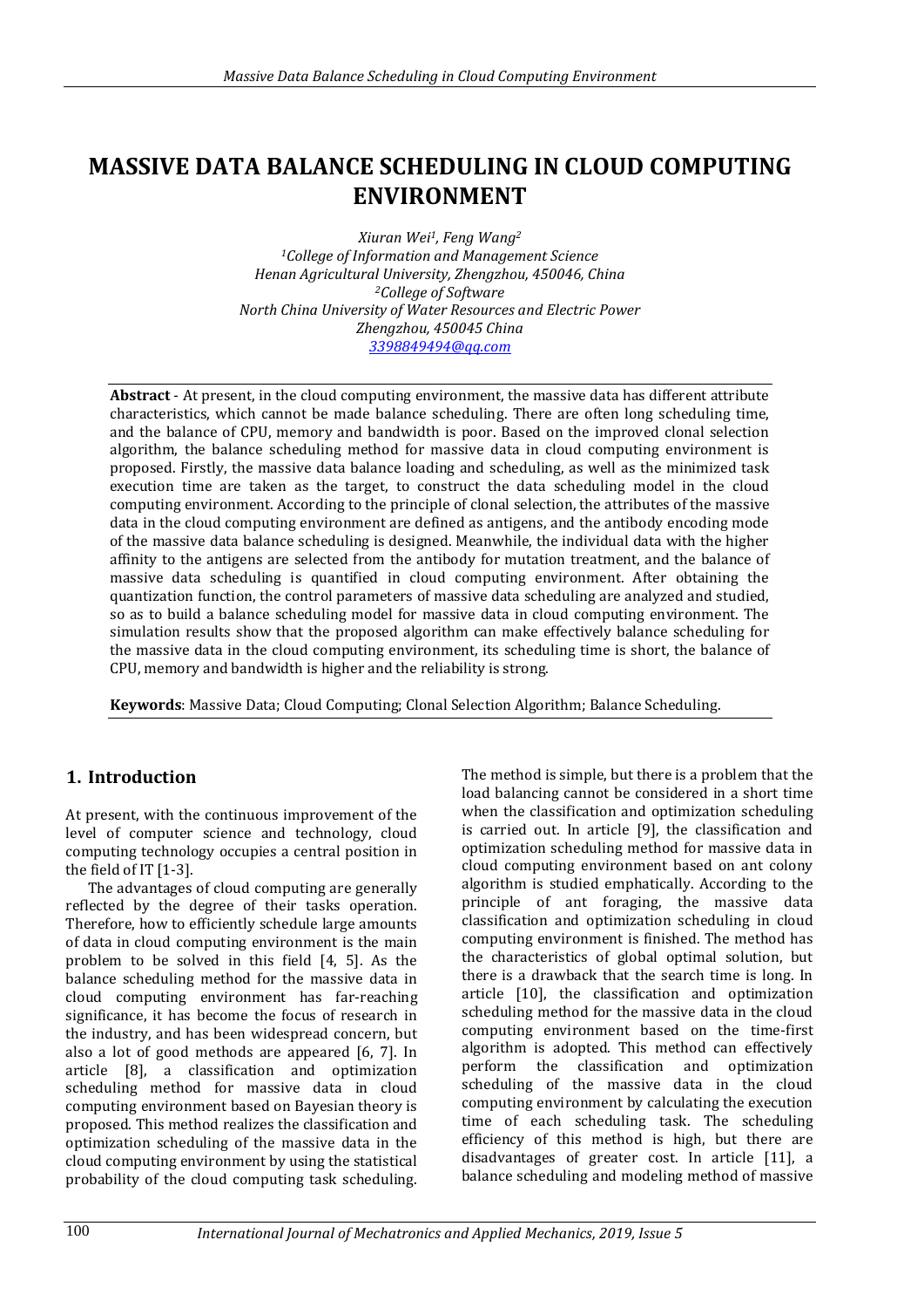# MASSIVE DATA BALANCE SCHEDULING IN CLOUD COMPUTING ENVIRONMENT

*Xiuran Wei[1], Feng Wang[2]*
*[1]College of Information and Management Science*
*Henan Agricultural University, Zhengzhou, 450046, China*
*[2]College of Software*
*North China University of Water Resources and Electric Power*
*Zhengzhou, 450045 China*
*3398849494@qq.com*

**Abstract** - At present, in the cloud computing environment, the massive data has different attribute characteristics, which cannot be made balance scheduling. There are often long scheduling time, and the balance of CPU, memory and bandwidth is poor. Based on the improved clonal selection algorithm, the balance scheduling method for massive data in cloud computing environment is proposed. Firstly, the massive data balance loading and scheduling, as well as the minimized task execution time are taken as the target, to construct the data scheduling model in the cloud computing environment. According to the principle of clonal selection, the attributes of the massive data in the cloud computing environment are defined as antigens, and the antibody encoding mode of the massive data balance scheduling is designed. Meanwhile, the individual data with the higher affinity to the antigens are selected from the antibody for mutation treatment, and the balance of massive data scheduling is quantified in cloud computing environment. After obtaining the quantization function, the control parameters of massive data scheduling are analyzed and studied, so as to build a balance scheduling model for massive data in cloud computing environment. The simulation results show that the proposed algorithm can make effectively balance scheduling for the massive data in the cloud computing environment, its scheduling time is short, the balance of CPU, memory and bandwidth is higher and the reliability is strong.

**Keywords**: Massive Data; Cloud Computing; Clonal Selection Algorithm; Balance Scheduling.

## 1. Introduction

At present, with the continuous improvement of the level of computer science and technology, cloud computing technology occupies a central position in the field of IT [1-3].

The advantages of cloud computing are generally reflected by the degree of their tasks operation. Therefore, how to efficiently schedule large amounts of data in cloud computing environment is the main problem to be solved in this field [4, 5]. As the balance scheduling method for the massive data in cloud computing environment has far-reaching significance, it has become the focus of research in the industry, and has been widespread concern, but also a lot of good methods are appeared [6, 7]. In article [8], a classification and optimization scheduling method for massive data in cloud computing environment based on Bayesian theory is proposed. This method realizes the classification and optimization scheduling of the massive data in the cloud computing environment by using the statistical probability of the cloud computing task scheduling. The method is simple, but there is a problem that the load balancing cannot be considered in a short time when the classification and optimization scheduling is carried out. In article [9], the classification and optimization scheduling method for massive data in cloud computing environment based on ant colony algorithm is studied emphatically. According to the principle of ant foraging, the massive data classification and optimization scheduling in cloud computing environment is finished. The method has the characteristics of global optimal solution, but there is a drawback that the search time is long. In article [10], the classification and optimization scheduling method for the massive data in the cloud computing environment based on the time-first algorithm is adopted. This method can effectively perform the classification and optimization scheduling of the massive data in the cloud computing environment by calculating the execution time of each scheduling task. The scheduling efficiency of this method is high, but there are disadvantages of greater cost. In article [11], a balance scheduling and modeling method of massive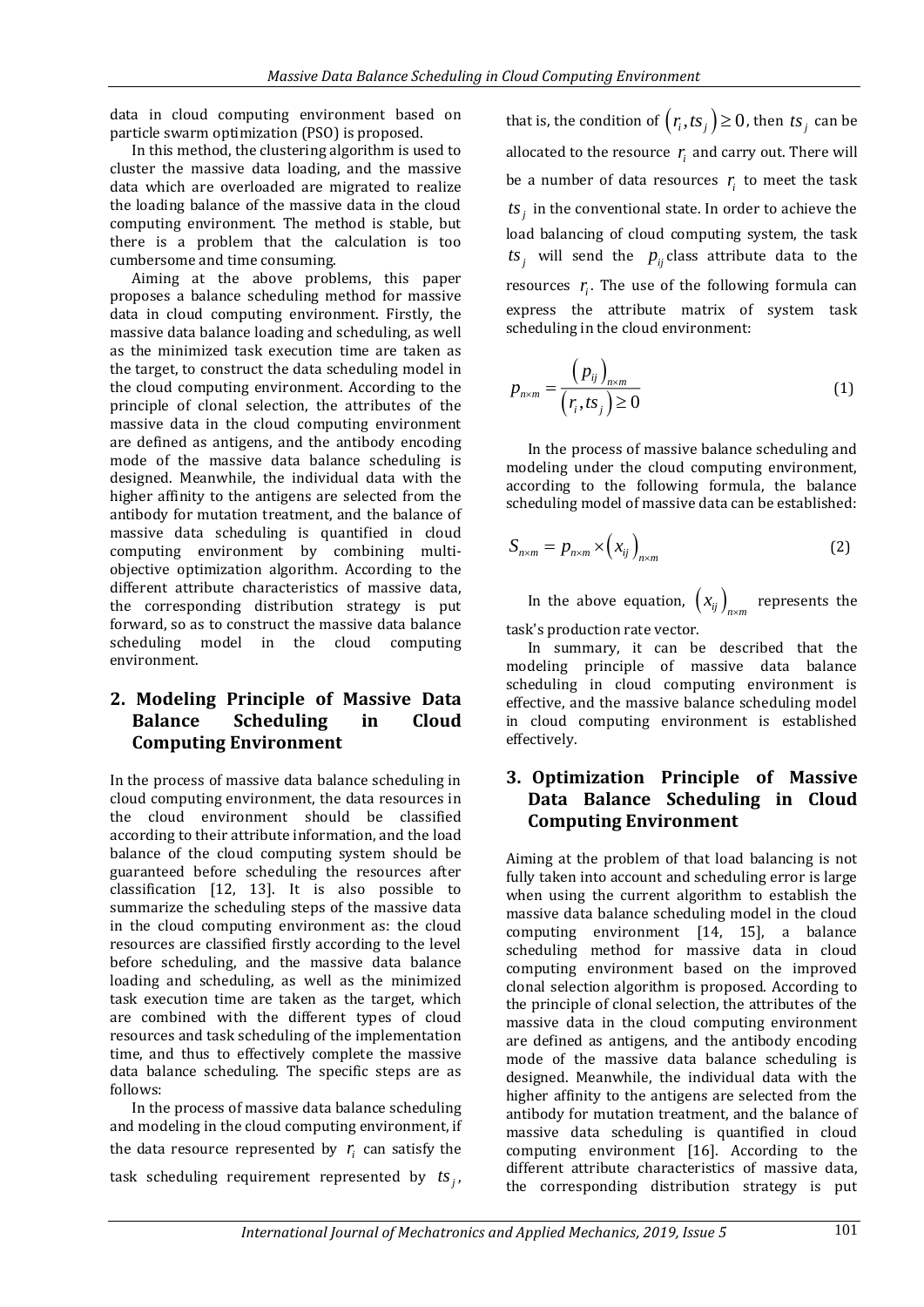data in cloud computing environment based on particle swarm optimization (PSO) is proposed.

In this method, the clustering algorithm is used to cluster the massive data loading, and the massive data which are overloaded are migrated to realize the loading balance of the massive data in the cloud computing environment. The method is stable, but there is a problem that the calculation is too cumbersome and time consuming.

Aiming at the above problems, this paper proposes a balance scheduling method for massive data in cloud computing environment. Firstly, the massive data balance loading and scheduling, as well as the minimized task execution time are taken as the target, to construct the data scheduling model in the cloud computing environment. According to the principle of clonal selection, the attributes of the massive data in the cloud computing environment are defined as antigens, and the antibody encoding mode of the massive data balance scheduling is designed. Meanwhile, the individual data with the higher affinity to the antigens are selected from the antibody for mutation treatment, and the balance of massive data scheduling is quantified in cloud computing environment by combining multi-objective optimization algorithm. According to the different attribute characteristics of massive data, the corresponding distribution strategy is put forward, so as to construct the massive data balance scheduling model in the cloud computing environment.

## 2. Modeling Principle of Massive Data Balance Scheduling in Cloud Computing Environment

In the process of massive data balance scheduling in cloud computing environment, the data resources in the cloud environment should be classified according to their attribute information, and the load balance of the cloud computing system should be guaranteed before scheduling the resources after classification [12, 13]. It is also possible to summarize the scheduling steps of the massive data in the cloud computing environment as: the cloud resources are classified firstly according to the level before scheduling, and the massive data balance loading and scheduling, as well as the minimized task execution time are taken as the target, which are combined with the different types of cloud resources and task scheduling of the implementation time, and thus to effectively complete the massive data balance scheduling. The specific steps are as follows:

In the process of massive data balance scheduling and modeling in the cloud computing environment, if the data resource represented by $r_i$ can satisfy the task scheduling requirement represented by $ts_j$, that is, the condition of $\left(r_i, ts_j\right) \geq 0$, then $ts_j$ can be allocated to the resource $r_i$ and carry out. There will be a number of data resources $r_i$ to meet the task $ts_j$ in the conventional state. In order to achieve the load balancing of cloud computing system, the task $ts_j$ will send the $p_{ij}$ class attribute data to the resources $r_i$. The use of the following formula can express the attribute matrix of system task scheduling in the cloud environment:

$$p_{n\times m} = \frac{\left(p_{ij}\right)_{n\times m}}{\left(r_i, ts_j\right) \geq 0} \tag{1}$$

In the process of massive balance scheduling and modeling under the cloud computing environment, according to the following formula, the balance scheduling model of massive data can be established:

$$S_{n\times m} = p_{n\times m} \times \left(x_{ij}\right)_{n\times m} \tag{2}$$

In the above equation, $\left(x_{ij}\right)_{n\times m}$ represents the task's production rate vector.

In summary, it can be described that the modeling principle of massive data balance scheduling in cloud computing environment is effective, and the massive balance scheduling model in cloud computing environment is established effectively.

## 3. Optimization Principle of Massive Data Balance Scheduling in Cloud Computing Environment

Aiming at the problem of that load balancing is not fully taken into account and scheduling error is large when using the current algorithm to establish the massive data balance scheduling model in the cloud computing environment [14, 15], a balance scheduling method for massive data in cloud computing environment based on the improved clonal selection algorithm is proposed. According to the principle of clonal selection, the attributes of the massive data in the cloud computing environment are defined as antigens, and the antibody encoding mode of the massive data balance scheduling is designed. Meanwhile, the individual data with the higher affinity to the antigens are selected from the antibody for mutation treatment, and the balance of massive data scheduling is quantified in cloud computing environment [16]. According to the different attribute characteristics of massive data, the corresponding distribution strategy is put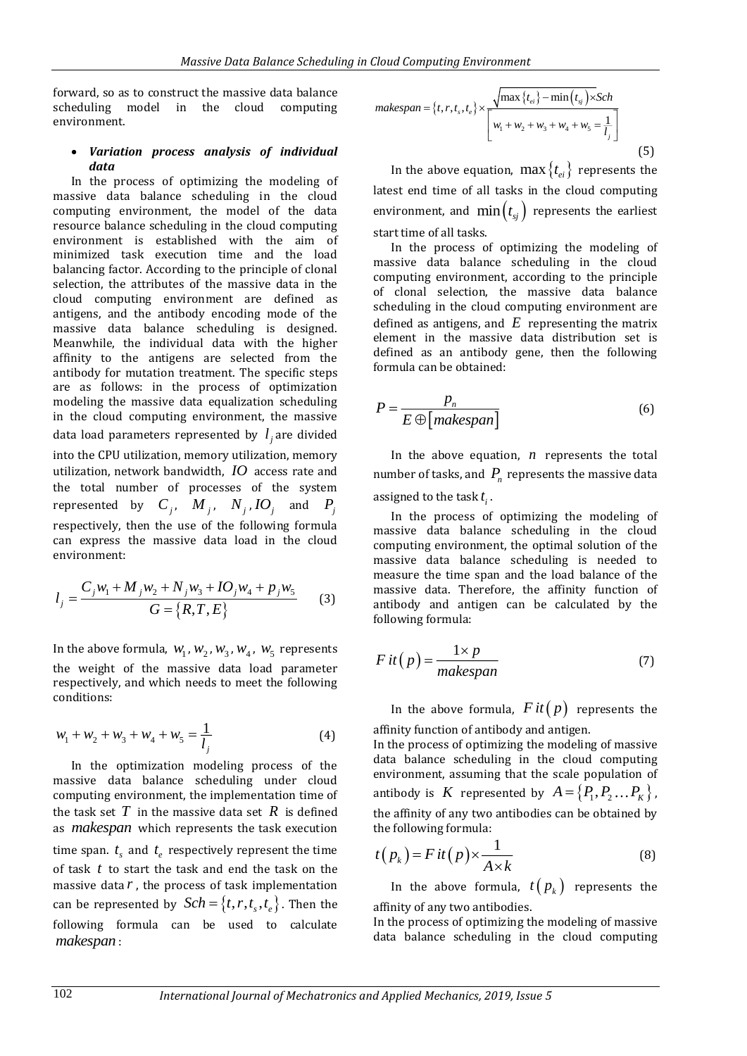forward, so as to construct the massive data balance scheduling model in the cloud computing environment.

- ***Variation process analysis of individual data***

In the process of optimizing the modeling of massive data balance scheduling in the cloud computing environment, the model of the data resource balance scheduling in the cloud computing environment is established with the aim of minimized task execution time and the load balancing factor. According to the principle of clonal selection, the attributes of the massive data in the cloud computing environment are defined as antigens, and the antibody encoding mode of the massive data balance scheduling is designed. Meanwhile, the individual data with the higher affinity to the antigens are selected from the antibody for mutation treatment. The specific steps are as follows: in the process of optimization modeling the massive data equalization scheduling in the cloud computing environment, the massive data load parameters represented by $l_j$ are divided into the CPU utilization, memory utilization, memory utilization, network bandwidth, $IO$ access rate and the total number of processes of the system represented by $C_j$, $M_j$, $N_j$, $IO_j$ and $P_j$ respectively, then the use of the following formula can express the massive data load in the cloud environment:

$$l_j = \frac{C_j w_1 + M_j w_2 + N_j w_3 + IO_j w_4 + p_j w_5}{G = \{R, T, E\}} \tag{3}$$

In the above formula, $w_1, w_2, w_3, w_4, w_5$ represents the weight of the massive data load parameter respectively, and which needs to meet the following conditions:

$$w_1 + w_2 + w_3 + w_4 + w_5 = \frac{1}{l_j} \tag{4}$$

In the optimization modeling process of the massive data balance scheduling under cloud computing environment, the implementation time of the task set $T$ in the massive data set $R$ is defined as $makespan$ which represents the task execution time span. $t_s$ and $t_e$ respectively represent the time of task $t$ to start the task and end the task on the massive data $r$, the process of task implementation can be represented by $Sch = \{t, r, t_s, t_e\}$. Then the following formula can be used to calculate $makespan$:

$$makespan = \{t, r, t_s, t_e\} \times \frac{\sqrt{\max\{t_{ei}\} - \min(t_{sj}) \times Sch}}{\left[ w_1 + w_2 + w_3 + w_4 + w_5 = \frac{1}{l_j} \right]} \tag{5}$$

In the above equation, $\max\{t_{ei}\}$ represents the latest end time of all tasks in the cloud computing environment, and $\min(t_{sj})$ represents the earliest start time of all tasks.

In the process of optimizing the modeling of massive data balance scheduling in the cloud computing environment, according to the principle of clonal selection, the massive data balance scheduling in the cloud computing environment are defined as antigens, and $E$ representing the matrix element in the massive data distribution set is defined as an antibody gene, then the following formula can be obtained:

$$P = \frac{p_n}{E \oplus [makespan]} \tag{6}$$

In the above equation, $n$ represents the total number of tasks, and $P_n$ represents the massive data assigned to the task $t_i$.

In the process of optimizing the modeling of massive data balance scheduling in the cloud computing environment, the optimal solution of the massive data balance scheduling is needed to measure the time span and the load balance of the massive data. Therefore, the affinity function of antibody and antigen can be calculated by the following formula:

$$Fit(p) = \frac{1 \times p}{makespan} \tag{7}$$

In the above formula, $Fit(p)$ represents the affinity function of antibody and antigen.

In the process of optimizing the modeling of massive data balance scheduling in the cloud computing environment, assuming that the scale population of antibody is $K$ represented by $A = \{P_1, P_2 \dots P_K\}$, the affinity of any two antibodies can be obtained by the following formula:

$$t(p_k) = Fit(p) \times \frac{1}{A \times k} \tag{8}$$

In the above formula, $t(p_k)$ represents the affinity of any two antibodies.

In the process of optimizing the modeling of massive data balance scheduling in the cloud computing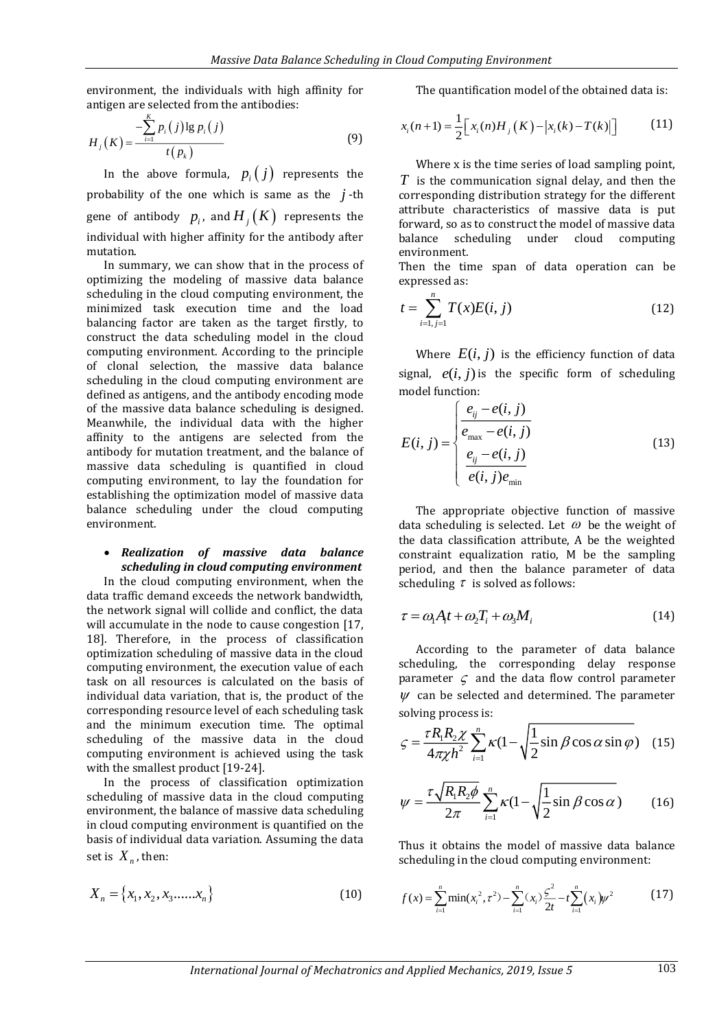environment, the individuals with high affinity for antigen are selected from the antibodies:

$$H_j(K) = \frac{-\sum_{i=1}^{K} p_i(j) \lg p_i(j)}{t(p_k)} \tag{9}$$

In the above formula, $p_i(j)$ represents the probability of the one which is same as the $j$-th gene of antibody $p_i$, and $H_j(K)$ represents the individual with higher affinity for the antibody after mutation.

In summary, we can show that in the process of optimizing the modeling of massive data balance scheduling in the cloud computing environment, the minimized task execution time and the load balancing factor are taken as the target firstly, to construct the data scheduling model in the cloud computing environment. According to the principle of clonal selection, the massive data balance scheduling in the cloud computing environment are defined as antigens, and the antibody encoding mode of the massive data balance scheduling is designed. Meanwhile, the individual data with the higher affinity to the antigens are selected from the antibody for mutation treatment, and the balance of massive data scheduling is quantified in cloud computing environment, to lay the foundation for establishing the optimization model of massive data balance scheduling under the cloud computing environment.

- ***Realization of massive data balance scheduling in cloud computing environment***

In the cloud computing environment, when the data traffic demand exceeds the network bandwidth, the network signal will collide and conflict, the data will accumulate in the node to cause congestion [17, 18]. Therefore, in the process of classification optimization scheduling of massive data in the cloud computing environment, the execution value of each task on all resources is calculated on the basis of individual data variation, that is, the product of the corresponding resource level of each scheduling task and the minimum execution time. The optimal scheduling of the massive data in the cloud computing environment is achieved using the task with the smallest product [19-24].

In the process of classification optimization scheduling of massive data in the cloud computing environment, the balance of massive data scheduling in cloud computing environment is quantified on the basis of individual data variation. Assuming the data set is $X_n$, then:

$$X_n = \{x_1, x_2, x_3 ...... x_n\} \tag{10}$$

The quantification model of the obtained data is:

$$x_i(n+1) = \frac{1}{2}\left[ x_i(n) H_j(K) - \left| x_i(k) - T(k) \right| \right] \tag{11}$$

Where x is the time series of load sampling point, $T$ is the communication signal delay, and then the corresponding distribution strategy for the different attribute characteristics of massive data is put forward, so as to construct the model of massive data balance scheduling under cloud computing environment.

Then the time span of data operation can be expressed as:

$$t = \sum_{i=1, j=1}^{n} T(x) E(i, j) \tag{12}$$

Where $E(i, j)$ is the efficiency function of data signal, $e(i, j)$ is the specific form of scheduling model function:

$$E(i, j) = \begin{cases} \dfrac{e_{ij} - e(i, j)}{e_{\max} - e(i, j)} \\ \dfrac{e_{ij} - e(i, j)}{e(i, j) e_{\min}} \end{cases} \tag{13}$$

The appropriate objective function of massive data scheduling is selected. Let $\omega$ be the weight of the data classification attribute, A be the weighted constraint equalization ratio, M be the sampling period, and then the balance parameter of data scheduling $\tau$ is solved as follows:

$$\tau = \omega_1 A_i t + \omega_2 T_i + \omega_3 M_i \tag{14}$$

According to the parameter of data balance scheduling, the corresponding delay response parameter $\varsigma$ and the data flow control parameter $\psi$ can be selected and determined. The parameter solving process is:

$$\varsigma = \frac{\tau R_1 R_2 \chi}{4\pi \chi h^2} \sum_{i=1}^{n} \kappa \left(1 - \sqrt{\frac{1}{2} \sin\beta \cos\alpha \sin\varphi}\right) \tag{15}$$

$$\psi = \frac{\tau \sqrt{R_1 R_2 \phi}}{2\pi} \sum_{i=1}^{n} \kappa \left(1 - \sqrt{\frac{1}{2} \sin\beta \cos\alpha}\right) \tag{16}$$

Thus it obtains the model of massive data balance scheduling in the cloud computing environment:

$$f(x) = \sum_{i=1}^{n} \min(x_i^2, \tau^2) - \sum_{i=1}^{n} (x_i) \frac{\varsigma^2}{2t} - t \sum_{i=1}^{n} (x_i) \psi^2 \tag{17}$$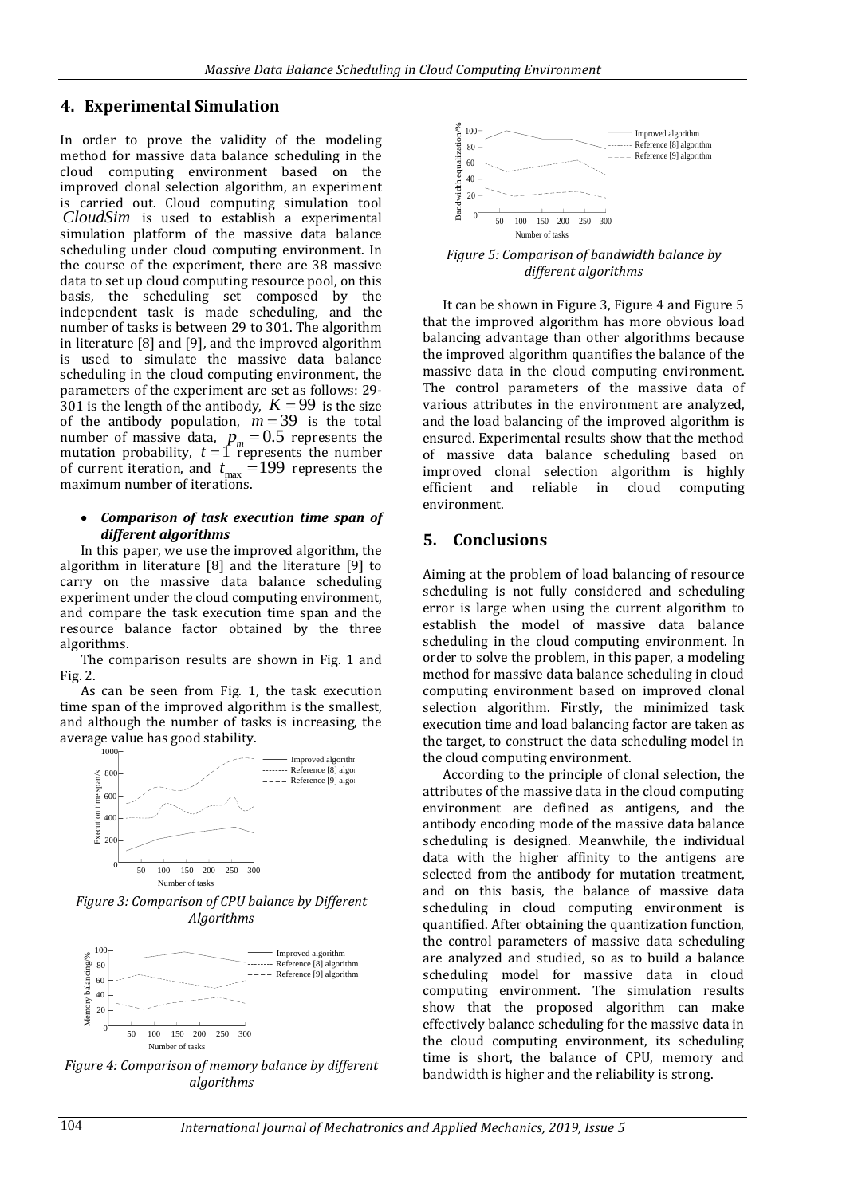## 4. Experimental Simulation

In order to prove the validity of the modeling method for massive data balance scheduling in the cloud computing environment based on the improved clonal selection algorithm, an experiment is carried out. Cloud computing simulation tool *CloudSim* is used to establish a experimental simulation platform of the massive data balance scheduling under cloud computing environment. In the course of the experiment, there are 38 massive data to set up cloud computing resource pool, on this basis, the scheduling set composed by the independent task is made scheduling, and the number of tasks is between 29 to 301. The algorithm in literature [8] and [9], and the improved algorithm is used to simulate the massive data balance scheduling in the cloud computing environment, the parameters of the experiment are set as follows: 29-301 is the length of the antibody, $K = 99$ is the size of the antibody population, $m = 39$ is the total number of massive data, $p_m = 0.5$ represents the mutation probability, $t = 1$ represents the number of current iteration, and $t_{\max} = 199$ represents the maximum number of iterations.

- ***Comparison of task execution time span of different algorithms***

In this paper, we use the improved algorithm, the algorithm in literature [8] and the literature [9] to carry on the massive data balance scheduling experiment under the cloud computing environment, and compare the task execution time span and the resource balance factor obtained by the three algorithms.

The comparison results are shown in Fig. 1 and Fig. 2.

As can be seen from Fig. 1, the task execution time span of the improved algorithm is the smallest, and although the number of tasks is increasing, the average value has good stability.

*Figure 3: Comparison of CPU balance by Different Algorithms*

*Figure 4: Comparison of memory balance by different algorithms*

*Figure 5: Comparison of bandwidth balance by different algorithms*

It can be shown in Figure 3, Figure 4 and Figure 5 that the improved algorithm has more obvious load balancing advantage than other algorithms because the improved algorithm quantifies the balance of the massive data in the cloud computing environment. The control parameters of the massive data of various attributes in the environment are analyzed, and the load balancing of the improved algorithm is ensured. Experimental results show that the method of massive data balance scheduling based on improved clonal selection algorithm is highly efficient and reliable in cloud computing environment.

## 5. Conclusions

Aiming at the problem of load balancing of resource scheduling is not fully considered and scheduling error is large when using the current algorithm to establish the model of massive data balance scheduling in the cloud computing environment. In order to solve the problem, in this paper, a modeling method for massive data balance scheduling in cloud computing environment based on improved clonal selection algorithm. Firstly, the minimized task execution time and load balancing factor are taken as the target, to construct the data scheduling model in the cloud computing environment.

According to the principle of clonal selection, the attributes of the massive data in the cloud computing environment are defined as antigens, and the antibody encoding mode of the massive data balance scheduling is designed. Meanwhile, the individual data with the higher affinity to the antigens are selected from the antibody for mutation treatment, and on this basis, the balance of massive data scheduling in cloud computing environment is quantified. After obtaining the quantization function, the control parameters of massive data scheduling are analyzed and studied, so as to build a balance scheduling model for massive data in cloud computing environment. The simulation results show that the proposed algorithm can make effectively balance scheduling for the massive data in the cloud computing environment, its scheduling time is short, the balance of CPU, memory and bandwidth is higher and the reliability is strong.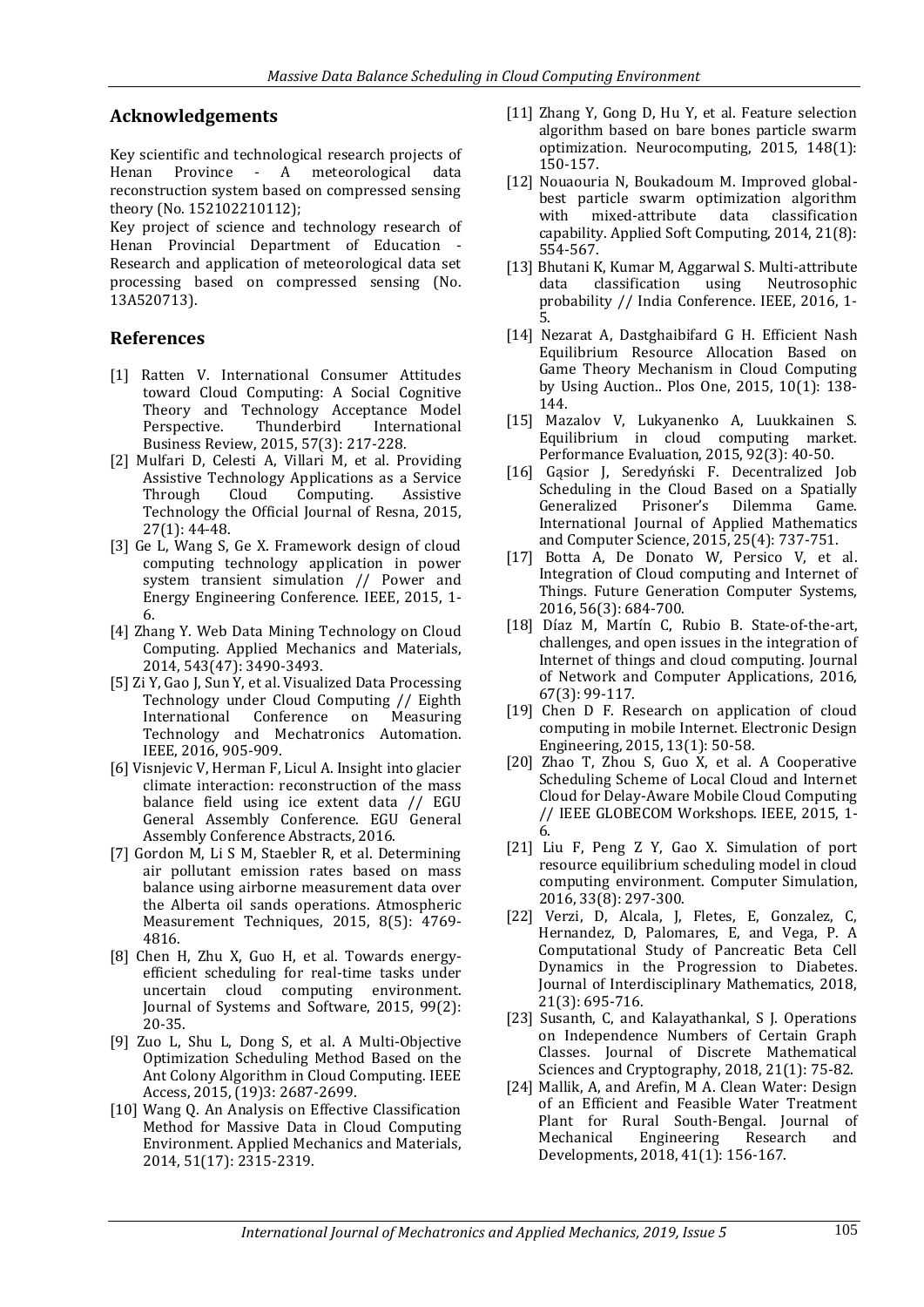## Acknowledgements

Key scientific and technological research projects of Henan Province - A meteorological data reconstruction system based on compressed sensing theory (No. 152102210112);

Key project of science and technology research of Henan Provincial Department of Education - Research and application of meteorological data set processing based on compressed sensing (No. 13A520713).

## References

[1] Ratten V. International Consumer Attitudes toward Cloud Computing: A Social Cognitive Theory and Technology Acceptance Model Perspective. Thunderbird International Business Review, 2015, 57(3): 217-228.

[2] Mulfari D, Celesti A, Villari M, et al. Providing Assistive Technology Applications as a Service Through Cloud Computing. Assistive Technology the Official Journal of Resna, 2015, 27(1): 44-48.

[3] Ge L, Wang S, Ge X. Framework design of cloud computing technology application in power system transient simulation // Power and Energy Engineering Conference. IEEE, 2015, 1-6.

[4] Zhang Y. Web Data Mining Technology on Cloud Computing. Applied Mechanics and Materials, 2014, 543(47): 3490-3493.

[5] Zi Y, Gao J, Sun Y, et al. Visualized Data Processing Technology under Cloud Computing // Eighth International Conference on Measuring Technology and Mechatronics Automation. IEEE, 2016, 905-909.

[6] Visnjevic V, Herman F, Licul A. Insight into glacier climate interaction: reconstruction of the mass balance field using ice extent data // EGU General Assembly Conference. EGU General Assembly Conference Abstracts, 2016.

[7] Gordon M, Li S M, Staebler R, et al. Determining air pollutant emission rates based on mass balance using airborne measurement data over the Alberta oil sands operations. Atmospheric Measurement Techniques, 2015, 8(5): 4769-4816.

[8] Chen H, Zhu X, Guo H, et al. Towards energy-efficient scheduling for real-time tasks under uncertain cloud computing environment. Journal of Systems and Software, 2015, 99(2): 20-35.

[9] Zuo L, Shu L, Dong S, et al. A Multi-Objective Optimization Scheduling Method Based on the Ant Colony Algorithm in Cloud Computing. IEEE Access, 2015, (19)3: 2687-2699.

[10] Wang Q. An Analysis on Effective Classification Method for Massive Data in Cloud Computing Environment. Applied Mechanics and Materials, 2014, 51(17): 2315-2319.

[11] Zhang Y, Gong D, Hu Y, et al. Feature selection algorithm based on bare bones particle swarm optimization. Neurocomputing, 2015, 148(1): 150-157.

[12] Nouaouria N, Boukadoum M. Improved global-best particle swarm optimization algorithm with mixed-attribute data classification capability. Applied Soft Computing, 2014, 21(8): 554-567.

[13] Bhutani K, Kumar M, Aggarwal S. Multi-attribute data classification using Neutrosophic probability // India Conference. IEEE, 2016, 1-5.

[14] Nezarat A, Dastghaibifard G H. Efficient Nash Equilibrium Resource Allocation Based on Game Theory Mechanism in Cloud Computing by Using Auction.. Plos One, 2015, 10(1): 138-144.

[15] Mazalov V, Lukyanenko A, Luukkainen S. Equilibrium in cloud computing market. Performance Evaluation, 2015, 92(3): 40-50.

[16] Gąsior J, Seredyński F. Decentralized Job Scheduling in the Cloud Based on a Spatially Generalized Prisoner's Dilemma Game. International Journal of Applied Mathematics and Computer Science, 2015, 25(4): 737-751.

[17] Botta A, De Donato W, Persico V, et al. Integration of Cloud computing and Internet of Things. Future Generation Computer Systems, 2016, 56(3): 684-700.

[18] Díaz M, Martín C, Rubio B. State-of-the-art, challenges, and open issues in the integration of Internet of things and cloud computing. Journal of Network and Computer Applications, 2016, 67(3): 99-117.

[19] Chen D F. Research on application of cloud computing in mobile Internet. Electronic Design Engineering, 2015, 13(1): 50-58.

[20] Zhao T, Zhou S, Guo X, et al. A Cooperative Scheduling Scheme of Local Cloud and Internet Cloud for Delay-Aware Mobile Cloud Computing // IEEE GLOBECOM Workshops. IEEE, 2015, 1-6.

[21] Liu F, Peng Z Y, Gao X. Simulation of port resource equilibrium scheduling model in cloud computing environment. Computer Simulation, 2016, 33(8): 297-300.

[22] Verzi, D, Alcala, J, Fletes, E, Gonzalez, C, Hernandez, D, Palomares, E, and Vega, P. A Computational Study of Pancreatic Beta Cell Dynamics in the Progression to Diabetes. Journal of Interdisciplinary Mathematics, 2018, 21(3): 695-716.

[23] Susanth, C, and Kalayathankal, S J. Operations on Independence Numbers of Certain Graph Classes. Journal of Discrete Mathematical Sciences and Cryptography, 2018, 21(1): 75-82.

[24] Mallik, A, and Arefin, M A. Clean Water: Design of an Efficient and Feasible Water Treatment Plant for Rural South-Bengal. Journal of Mechanical Engineering Research and Developments, 2018, 41(1): 156-167.